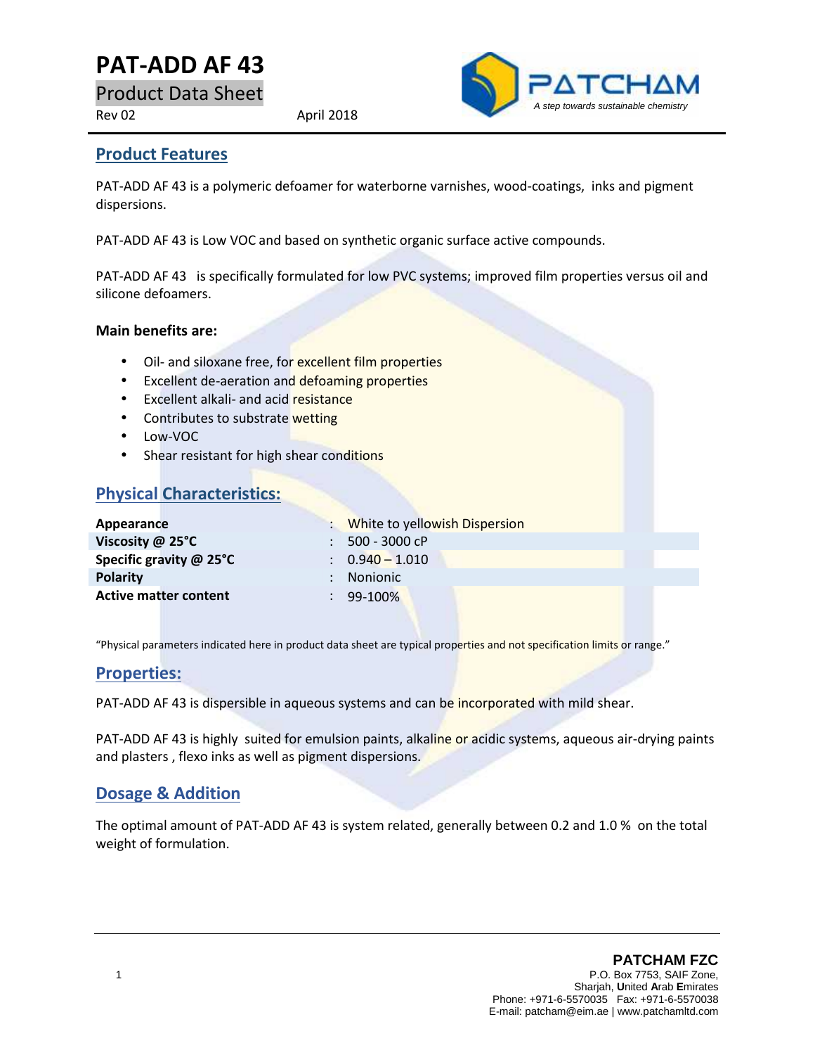# PAT-ADD AF 43

Product Data Sheet

Rev 02 April 2018

PATCHAM
*A step towards sustainable chemistry*

## Product Features

PAT-ADD AF 43 is a polymeric defoamer for waterborne varnishes, wood-coatings, inks and pigment dispersions.

PAT-ADD AF 43 is Low VOC and based on synthetic organic surface active compounds.

PAT-ADD AF 43 is specifically formulated for low PVC systems; improved film properties versus oil and silicone defoamers.

**Main benefits are:**

- Oil- and siloxane free, for excellent film properties
- Excellent de-aeration and defoaming properties
- Excellent alkali- and acid resistance
- Contributes to substrate wetting
- Low-VOC
- Shear resistant for high shear conditions

## Physical Characteristics:

| | |
|---|---|
| **Appearance** | White to yellowish Dispersion |
| **Viscosity @ 25°C** | 500 - 3000 cP |
| **Specific gravity @ 25°C** | 0.940 – 1.010 |
| **Polarity** | Nonionic |
| **Active matter content** | 99-100% |

"Physical parameters indicated here in product data sheet are typical properties and not specification limits or range."

## Properties:

PAT-ADD AF 43 is dispersible in aqueous systems and can be incorporated with mild shear.

PAT-ADD AF 43 is highly suited for emulsion paints, alkaline or acidic systems, aqueous air-drying paints and plasters , flexo inks as well as pigment dispersions.

## Dosage & Addition

The optimal amount of PAT-ADD AF 43 is system related, generally between 0.2 and 1.0 % on the total weight of formulation.

**PATCHAM FZC**
P.O. Box 7753, SAIF Zone,
Sharjah, United Arab Emirates
Phone: +971-6-5570035 Fax: +971-6-5570038
E-mail: patcham@eim.ae | www.patchamltd.com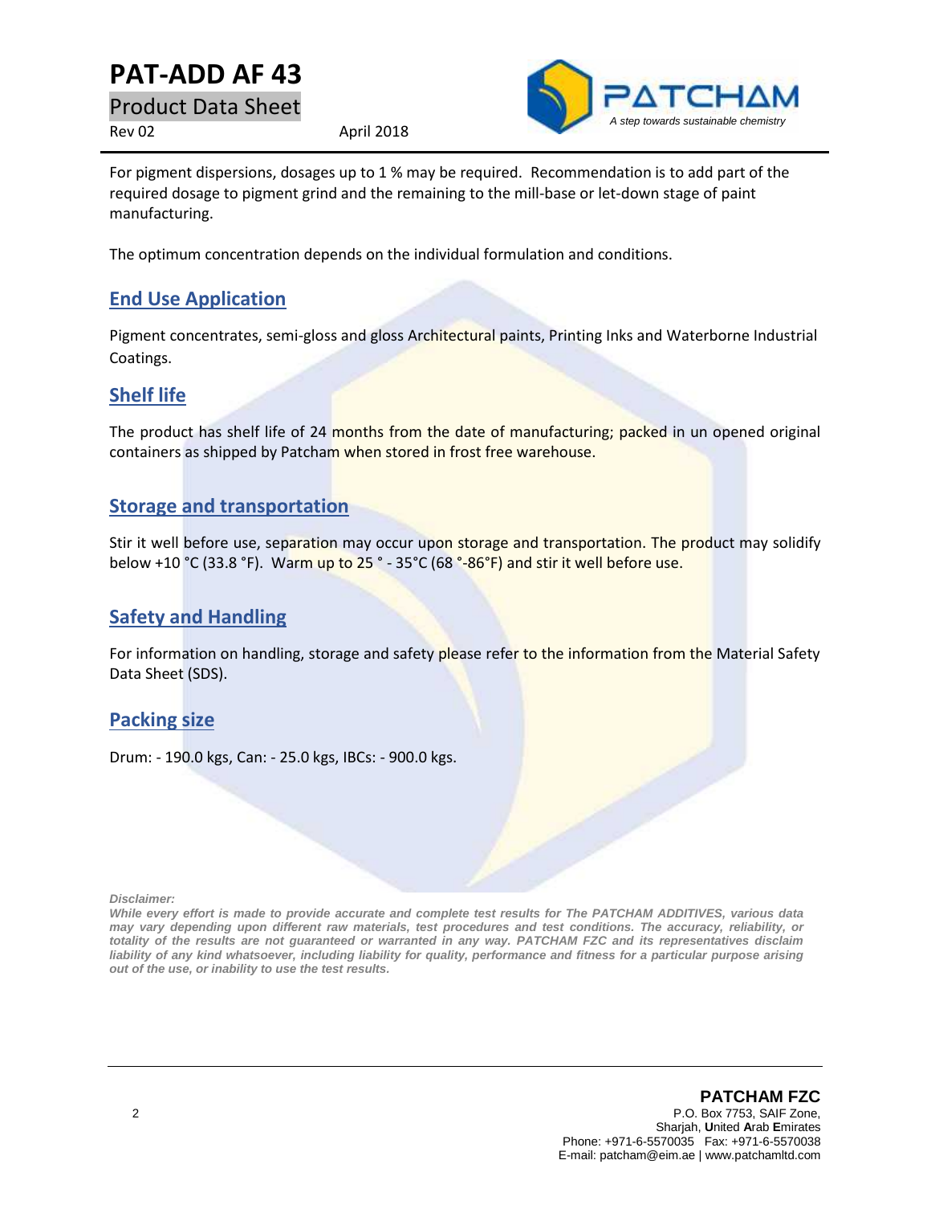For pigment dispersions, dosages up to 1 % may be required. Recommendation is to add part of the required dosage to pigment grind and the remaining to the mill-base or let-down stage of paint manufacturing.

The optimum concentration depends on the individual formulation and conditions.

## End Use Application

Pigment concentrates, semi-gloss and gloss Architectural paints, Printing Inks and Waterborne Industrial Coatings.

## Shelf life

The product has shelf life of 24 months from the date of manufacturing; packed in un opened original containers as shipped by Patcham when stored in frost free warehouse.

## Storage and transportation

Stir it well before use, separation may occur upon storage and transportation. The product may solidify below +10 °C (33.8 °F). Warm up to 25 ° - 35°C (68 °-86°F) and stir it well before use.

## Safety and Handling

For information on handling, storage and safety please refer to the information from the Material Safety Data Sheet (SDS).

## Packing size

Drum: - 190.0 kgs, Can: - 25.0 kgs, IBCs: - 900.0 kgs.

***Disclaimer:***

***While every effort is made to provide accurate and complete test results for The PATCHAM ADDITIVES, various data may vary depending upon different raw materials, test procedures and test conditions. The accuracy, reliability, or totality of the results are not guaranteed or warranted in any way. PATCHAM FZC and its representatives disclaim liability of any kind whatsoever, including liability for quality, performance and fitness for a particular purpose arising out of the use, or inability to use the test results.***

**PATCHAM FZC**
P.O. Box 7753, SAIF Zone,
Sharjah, **U**nited **A**rab **E**mirates
Phone: +971-6-5570035 Fax: +971-6-5570038
E-mail: patcham@eim.ae | www.patchamltd.com